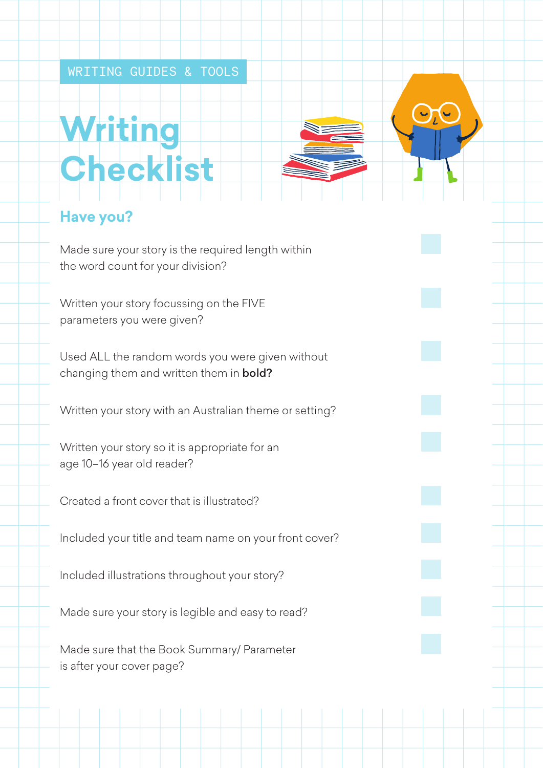WRITING GUIDES & TOOLS

# Writing Checklist

## Have you?

- [ ] Made sure your story is the required length within the word count for your division?
- [ ] Written your story focussing on the FIVE parameters you were given?
- [ ] Used ALL the random words you were given without changing them and written them in **bold?**
- [ ] Written your story with an Australian theme or setting?
- [ ] Written your story so it is appropriate for an age 10–16 year old reader?
- [ ] Created a front cover that is illustrated?
- [ ] Included your title and team name on your front cover?
- [ ] Included illustrations throughout your story?
- [ ] Made sure your story is legible and easy to read?
- [ ] Made sure that the Book Summary/ Parameter is after your cover page?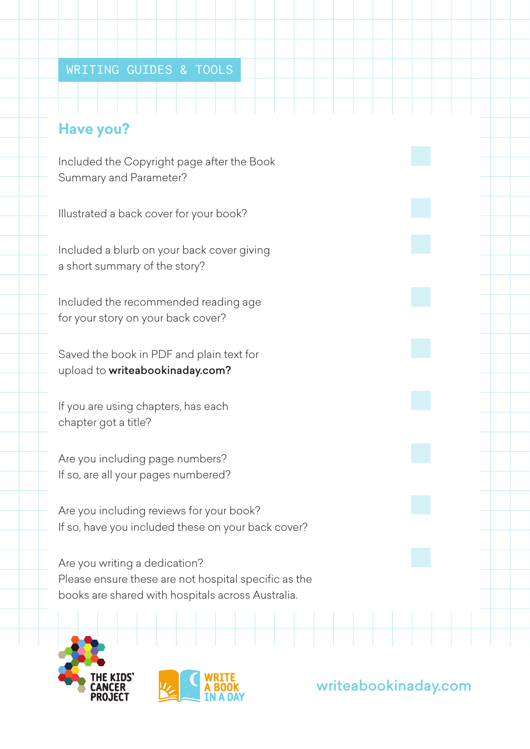WRITING GUIDES & TOOLS

## Have you?

- [ ] Included the Copyright page after the Book Summary and Parameter?
- [ ] Illustrated a back cover for your book?
- [ ] Included a blurb on your back cover giving a short summary of the story?
- [ ] Included the recommended reading age for your story on your back cover?
- [ ] Saved the book in PDF and plain text for upload to **writeabookinaday.com?**
- [ ] If you are using chapters, has each chapter got a title?
- [ ] Are you including page numbers? If so, are all your pages numbered?
- [ ] Are you including reviews for your book? If so, have you included these on your back cover?
- [ ] Are you writing a dedication? Please ensure these are not hospital specific as the books are shared with hospitals across Australia.

THE KIDS' CANCER PROJECT

WRITE A BOOK IN A DAY

writeabookinaday.com